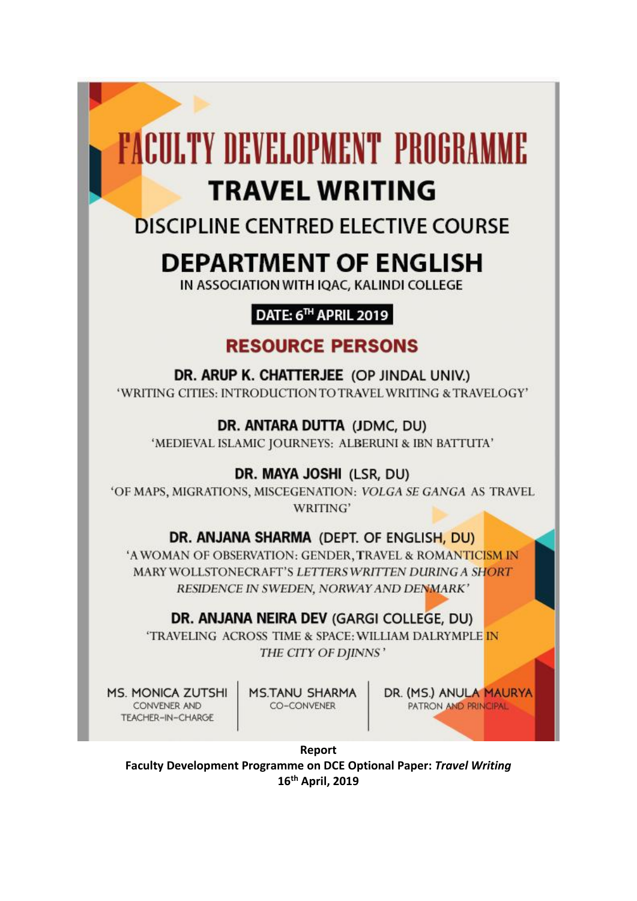# FACULTY DEVELOPMENT PROGRAMME

## TRAVEL WRITING

### DISCIPLINE CENTRED ELECTIVE COURSE

## DEPARTMENT OF ENGLISH

IN ASSOCIATION WITH IQAC, KALINDI COLLEGE

**DATE: 6TH APRIL 2019**

### RESOURCE PERSONS

**DR. ARUP K. CHATTERJEE** (OP JINDAL UNIV.)
'WRITING CITIES: INTRODUCTION TO TRAVEL WRITING & TRAVELOGY'

**DR. ANTARA DUTTA** (JDMC, DU)
'MEDIEVAL ISLAMIC JOURNEYS: ALBERUNI & IBN BATTUTA'

**DR. MAYA JOSHI** (LSR, DU)
'OF MAPS, MIGRATIONS, MISCEGENATION: *VOLGA SE GANGA* AS TRAVEL WRITING'

**DR. ANJANA SHARMA** (DEPT. OF ENGLISH, DU)
'A WOMAN OF OBSERVATION: GENDER, TRAVEL & ROMANTICISM IN MARY WOLLSTONECRAFT'S *LETTERS WRITTEN DURING A SHORT RESIDENCE IN SWEDEN, NORWAY AND DENMARK*'

**DR. ANJANA NEIRA DEV** (GARGI COLLEGE, DU)
'TRAVELING ACROSS TIME & SPACE: WILLIAM DALRYMPLE IN *THE CITY OF DJINNS*'

| MS. MONICA ZUTSHI | MS. TANU SHARMA | DR. (MS.) ANULA MAURYA |
| --- | --- | --- |
| CONVENER AND TEACHER-IN-CHARGE | CO-CONVENER | PATRON AND PRINCIPAL |

**Report**
**Faculty Development Programme on DCE Optional Paper: *Travel Writing***
**16th April, 2019**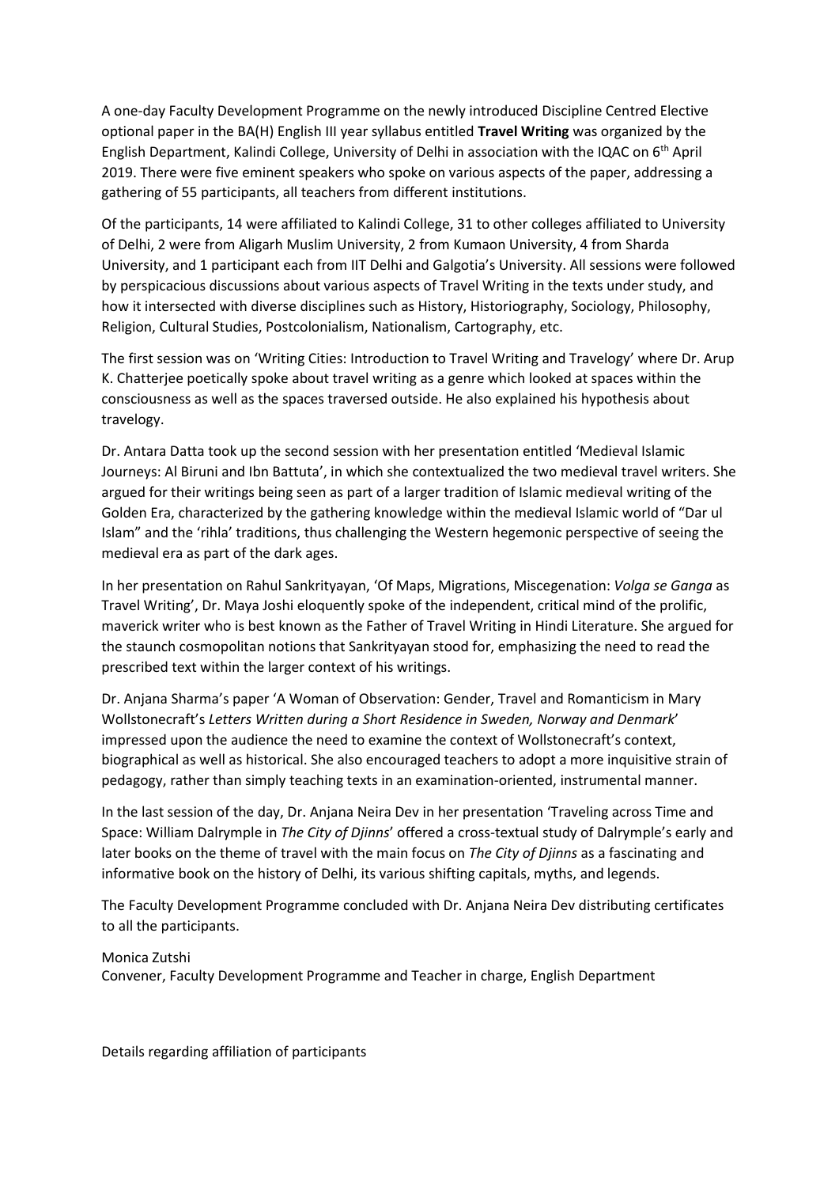A one-day Faculty Development Programme on the newly introduced Discipline Centred Elective optional paper in the BA(H) English III year syllabus entitled **Travel Writing** was organized by the English Department, Kalindi College, University of Delhi in association with the IQAC on 6th April 2019. There were five eminent speakers who spoke on various aspects of the paper, addressing a gathering of 55 participants, all teachers from different institutions.

Of the participants, 14 were affiliated to Kalindi College, 31 to other colleges affiliated to University of Delhi, 2 were from Aligarh Muslim University, 2 from Kumaon University, 4 from Sharda University, and 1 participant each from IIT Delhi and Galgotia's University. All sessions were followed by perspicacious discussions about various aspects of Travel Writing in the texts under study, and how it intersected with diverse disciplines such as History, Historiography, Sociology, Philosophy, Religion, Cultural Studies, Postcolonialism, Nationalism, Cartography, etc.

The first session was on 'Writing Cities: Introduction to Travel Writing and Travelogy' where Dr. Arup K. Chatterjee poetically spoke about travel writing as a genre which looked at spaces within the consciousness as well as the spaces traversed outside. He also explained his hypothesis about travelogy.

Dr. Antara Datta took up the second session with her presentation entitled 'Medieval Islamic Journeys: Al Biruni and Ibn Battuta', in which she contextualized the two medieval travel writers. She argued for their writings being seen as part of a larger tradition of Islamic medieval writing of the Golden Era, characterized by the gathering knowledge within the medieval Islamic world of "Dar ul Islam" and the 'rihla' traditions, thus challenging the Western hegemonic perspective of seeing the medieval era as part of the dark ages.

In her presentation on Rahul Sankrityayan, 'Of Maps, Migrations, Miscegenation: *Volga se Ganga* as Travel Writing', Dr. Maya Joshi eloquently spoke of the independent, critical mind of the prolific, maverick writer who is best known as the Father of Travel Writing in Hindi Literature. She argued for the staunch cosmopolitan notions that Sankrityayan stood for, emphasizing the need to read the prescribed text within the larger context of his writings.

Dr. Anjana Sharma's paper 'A Woman of Observation: Gender, Travel and Romanticism in Mary Wollstonecraft's *Letters Written during a Short Residence in Sweden, Norway and Denmark*' impressed upon the audience the need to examine the context of Wollstonecraft's context, biographical as well as historical. She also encouraged teachers to adopt a more inquisitive strain of pedagogy, rather than simply teaching texts in an examination-oriented, instrumental manner.

In the last session of the day, Dr. Anjana Neira Dev in her presentation 'Traveling across Time and Space: William Dalrymple in *The City of Djinns*' offered a cross-textual study of Dalrymple's early and later books on the theme of travel with the main focus on *The City of Djinns* as a fascinating and informative book on the history of Delhi, its various shifting capitals, myths, and legends.

The Faculty Development Programme concluded with Dr. Anjana Neira Dev distributing certificates to all the participants.

Monica Zutshi
Convener, Faculty Development Programme and Teacher in charge, English Department

Details regarding affiliation of participants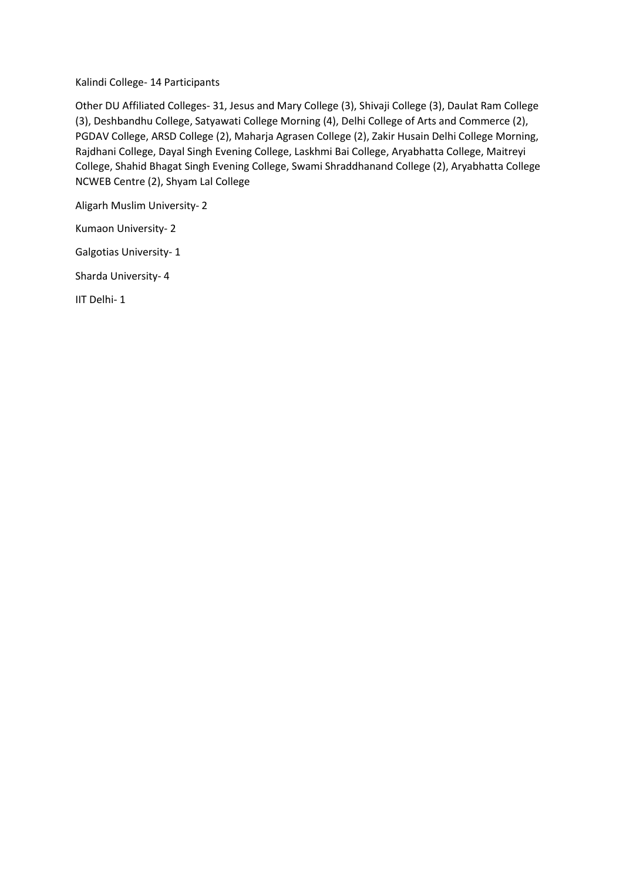Kalindi College- 14 Participants

Other DU Affiliated Colleges- 31, Jesus and Mary College (3), Shivaji College (3), Daulat Ram College (3), Deshbandhu College, Satyawati College Morning (4), Delhi College of Arts and Commerce (2), PGDAV College, ARSD College (2), Maharja Agrasen College (2), Zakir Husain Delhi College Morning, Rajdhani College, Dayal Singh Evening College, Laskhmi Bai College, Aryabhatta College, Maitreyi College, Shahid Bhagat Singh Evening College, Swami Shraddhanand College (2), Aryabhatta College NCWEB Centre (2), Shyam Lal College

Aligarh Muslim University- 2

Kumaon University- 2

Galgotias University- 1

Sharda University- 4

IIT Delhi- 1